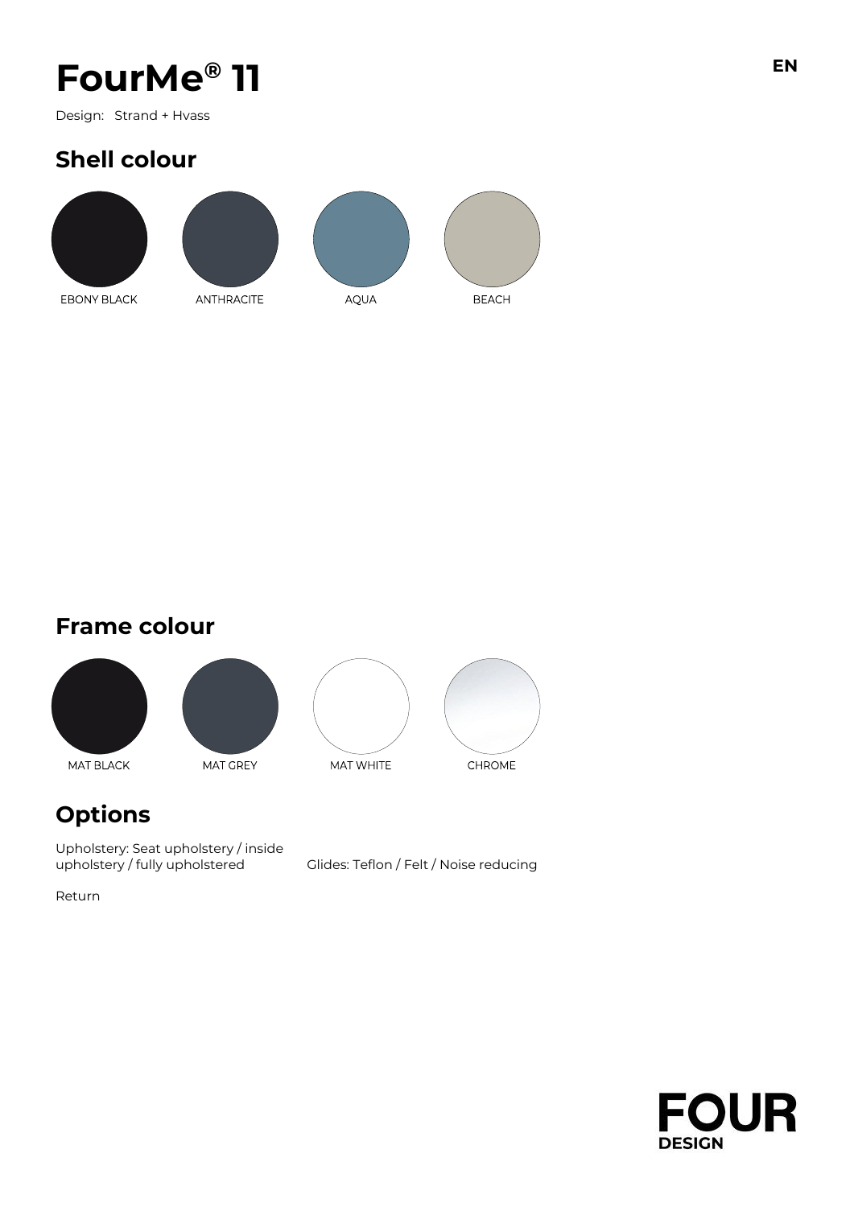# FourMe® 11

Design: Strand + Hvass

## Shell colour

EBONY BLACK

ANTHRACITE

AQUA

BEACH

## Frame colour

MAT BLACK

MAT GREY

MAT WHITE

CHROME

## Options

Upholstery: Seat upholstery / inside upholstery / fully upholstered

Glides: Teflon / Felt / Noise reducing

Return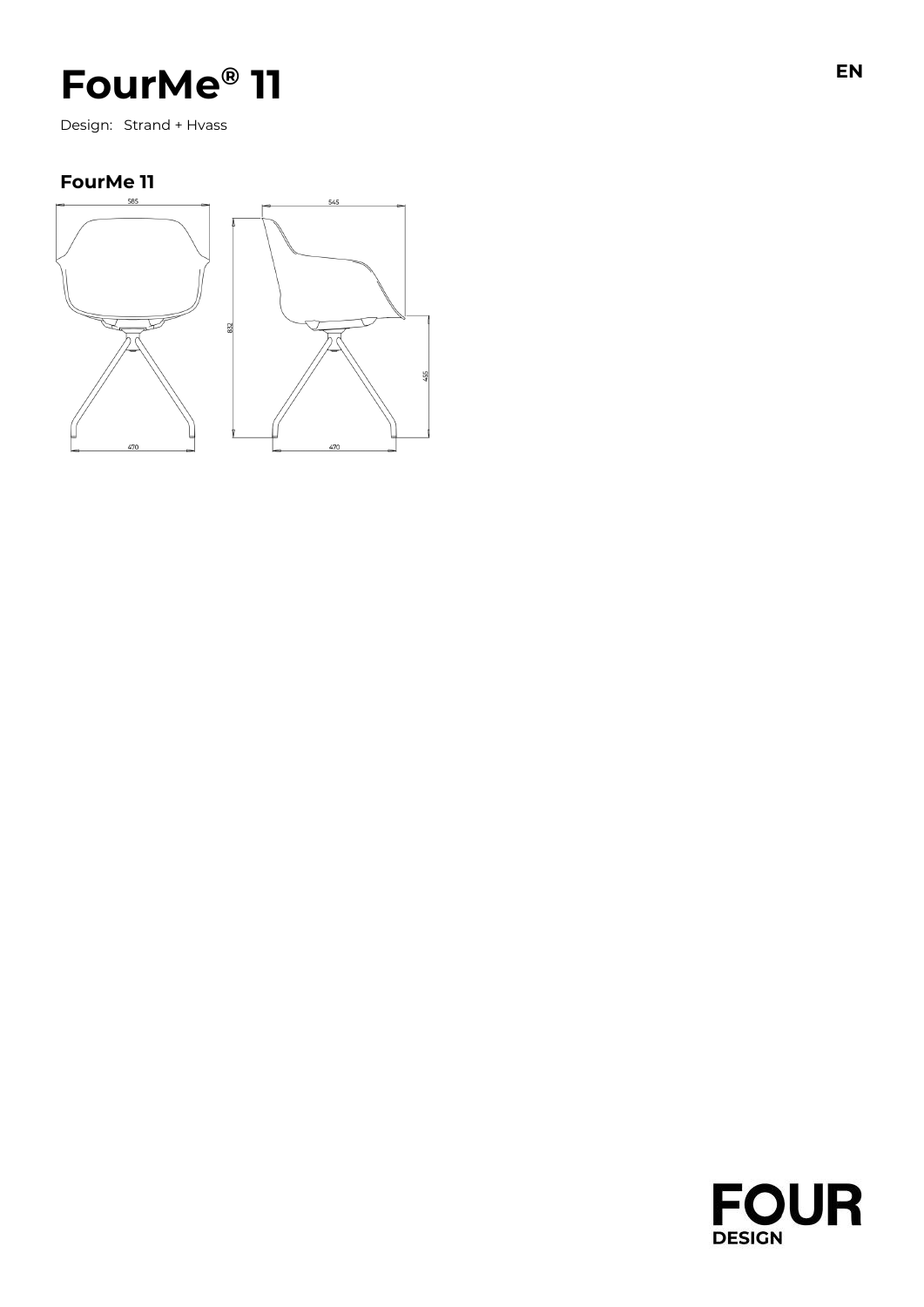# FourMe® 11

EN

Design: Strand + Hvass

## FourMe 11

585

470

545

832

455

470

FOUR DESIGN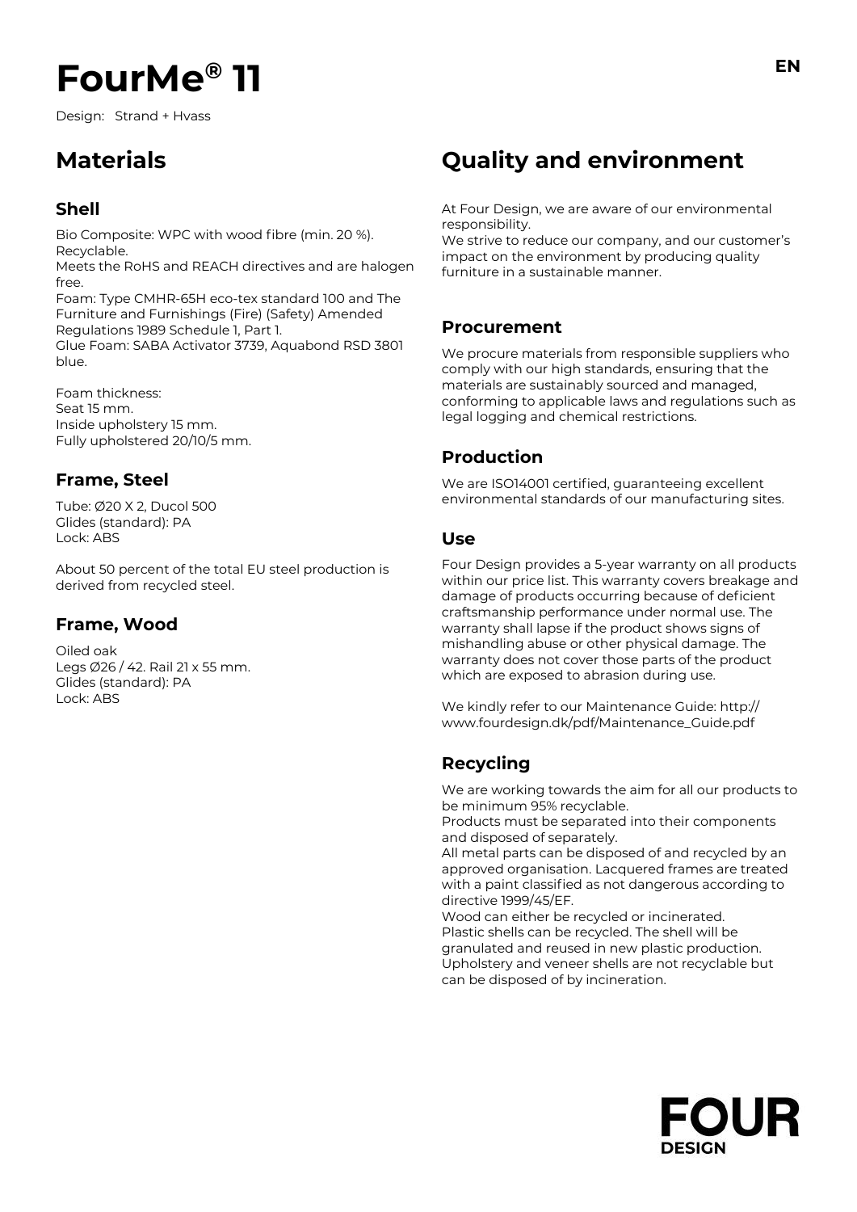# FourMe® 11

EN

Design: Strand + Hvass

## Materials

### Shell

Bio Composite: WPC with wood fibre (min. 20 %).
Recyclable.
Meets the RoHS and REACH directives and are halogen free.
Foam: Type CMHR-65H eco-tex standard 100 and The Furniture and Furnishings (Fire) (Safety) Amended Regulations 1989 Schedule 1, Part 1.
Glue Foam: SABA Activator 3739, Aquabond RSD 3801 blue.

Foam thickness:
Seat 15 mm.
Inside upholstery 15 mm.
Fully upholstered 20/10/5 mm.

### Frame, Steel

Tube: Ø20 X 2, Ducol 500
Glides (standard): PA
Lock: ABS

About 50 percent of the total EU steel production is derived from recycled steel.

### Frame, Wood

Oiled oak
Legs Ø26 / 42. Rail 21 x 55 mm.
Glides (standard): PA
Lock: ABS

## Quality and environment

At Four Design, we are aware of our environmental responsibility.
We strive to reduce our company, and our customer's impact on the environment by producing quality furniture in a sustainable manner.

### Procurement

We procure materials from responsible suppliers who comply with our high standards, ensuring that the materials are sustainably sourced and managed, conforming to applicable laws and regulations such as legal logging and chemical restrictions.

### Production

We are ISO14001 certified, guaranteeing excellent environmental standards of our manufacturing sites.

### Use

Four Design provides a 5-year warranty on all products within our price list. This warranty covers breakage and damage of products occurring because of deficient craftsmanship performance under normal use. The warranty shall lapse if the product shows signs of mishandling abuse or other physical damage. The warranty does not cover those parts of the product which are exposed to abrasion during use.

We kindly refer to our Maintenance Guide: http://www.fourdesign.dk/pdf/Maintenance_Guide.pdf

### Recycling

We are working towards the aim for all our products to be minimum 95% recyclable.
Products must be separated into their components and disposed of separately.
All metal parts can be disposed of and recycled by an approved organisation. Lacquered frames are treated with a paint classified as not dangerous according to directive 1999/45/EF.
Wood can either be recycled or incinerated.
Plastic shells can be recycled. The shell will be granulated and reused in new plastic production.
Upholstery and veneer shells are not recyclable but can be disposed of by incineration.

FOUR DESIGN